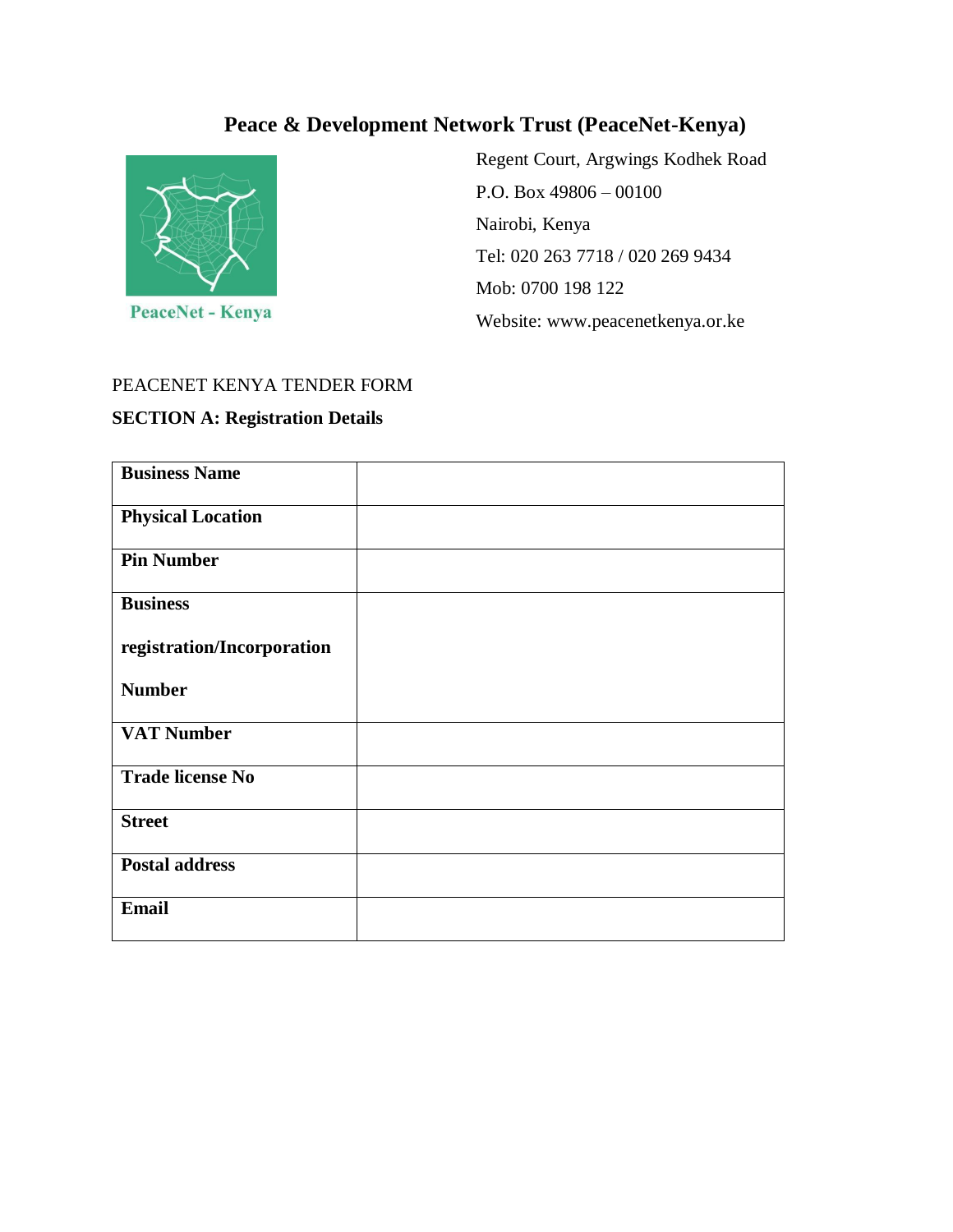# Peace & Development Network Trust (PeaceNet-Kenya)

PeaceNet - Kenya

Regent Court, Argwings Kodhek Road
P.O. Box 49806 – 00100
Nairobi, Kenya
Tel: 020 263 7718 / 020 269 9434
Mob: 0700 198 122
Website: www.peacenetkenya.or.ke

PEACENET KENYA TENDER FORM

## SECTION A: Registration Details

| | |
|---|---|
| **Business Name** | |
| **Physical Location** | |
| **Pin Number** | |
| **Business registration/Incorporation Number** | |
| **VAT Number** | |
| **Trade license No** | |
| **Street** | |
| **Postal address** | |
| **Email** | |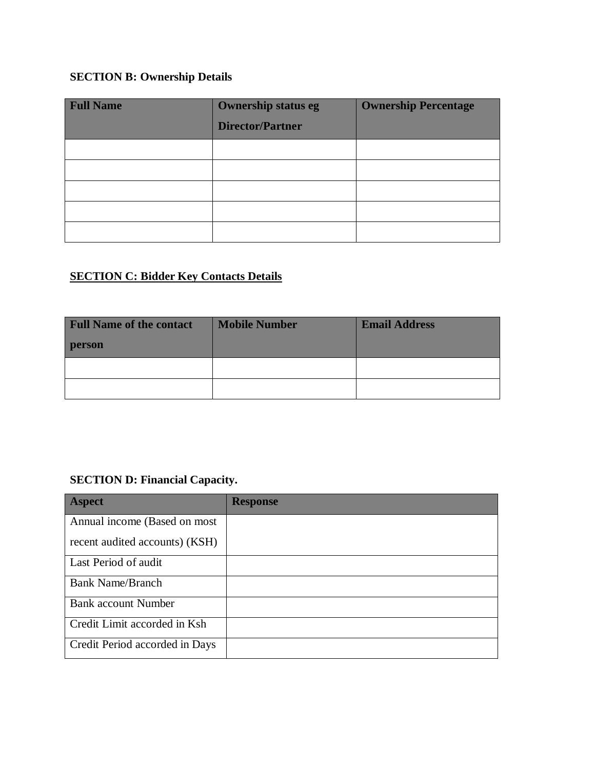## SECTION B: Ownership Details

| Full Name | Ownership status eg Director/Partner | Ownership Percentage |
|---|---|---|
| | | |
| | | |
| | | |
| | | |
| | | |

## SECTION C: Bidder Key Contacts Details

| Full Name of the contact person | Mobile Number | Email Address |
|---|---|---|
| | | |
| | | |

## SECTION D: Financial Capacity.

| Aspect | Response |
|---|---|
| Annual income (Based on most recent audited accounts) (KSH) | |
| Last Period of audit | |
| Bank Name/Branch | |
| Bank account Number | |
| Credit Limit accorded in Ksh | |
| Credit Period accorded in Days | |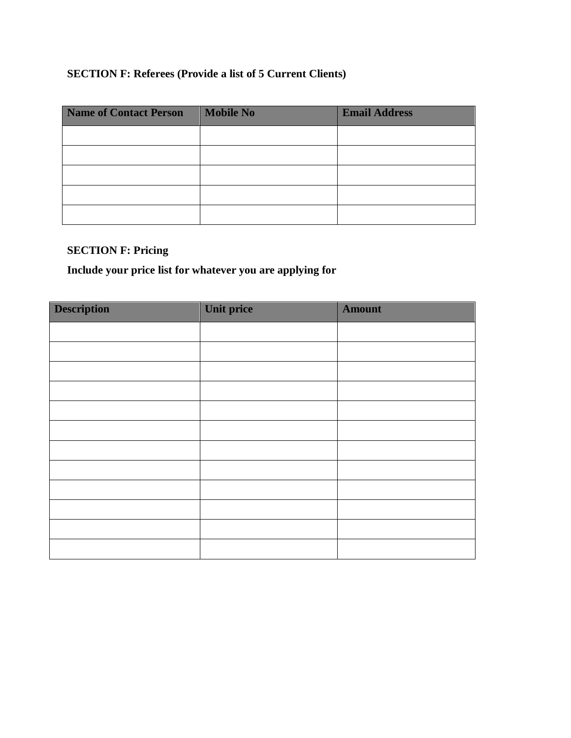**SECTION F: Referees (Provide a list of 5 Current Clients)**

| Name of Contact Person | Mobile No | Email Address |
| --- | --- | --- |
| | | |
| | | |
| | | |
| | | |
| | | |

**SECTION F: Pricing**

**Include your price list for whatever you are applying for**

| Description | Unit price | Amount |
| --- | --- | --- |
| | | |
| | | |
| | | |
| | | |
| | | |
| | | |
| | | |
| | | |
| | | |
| | | |
| | | |
| | | |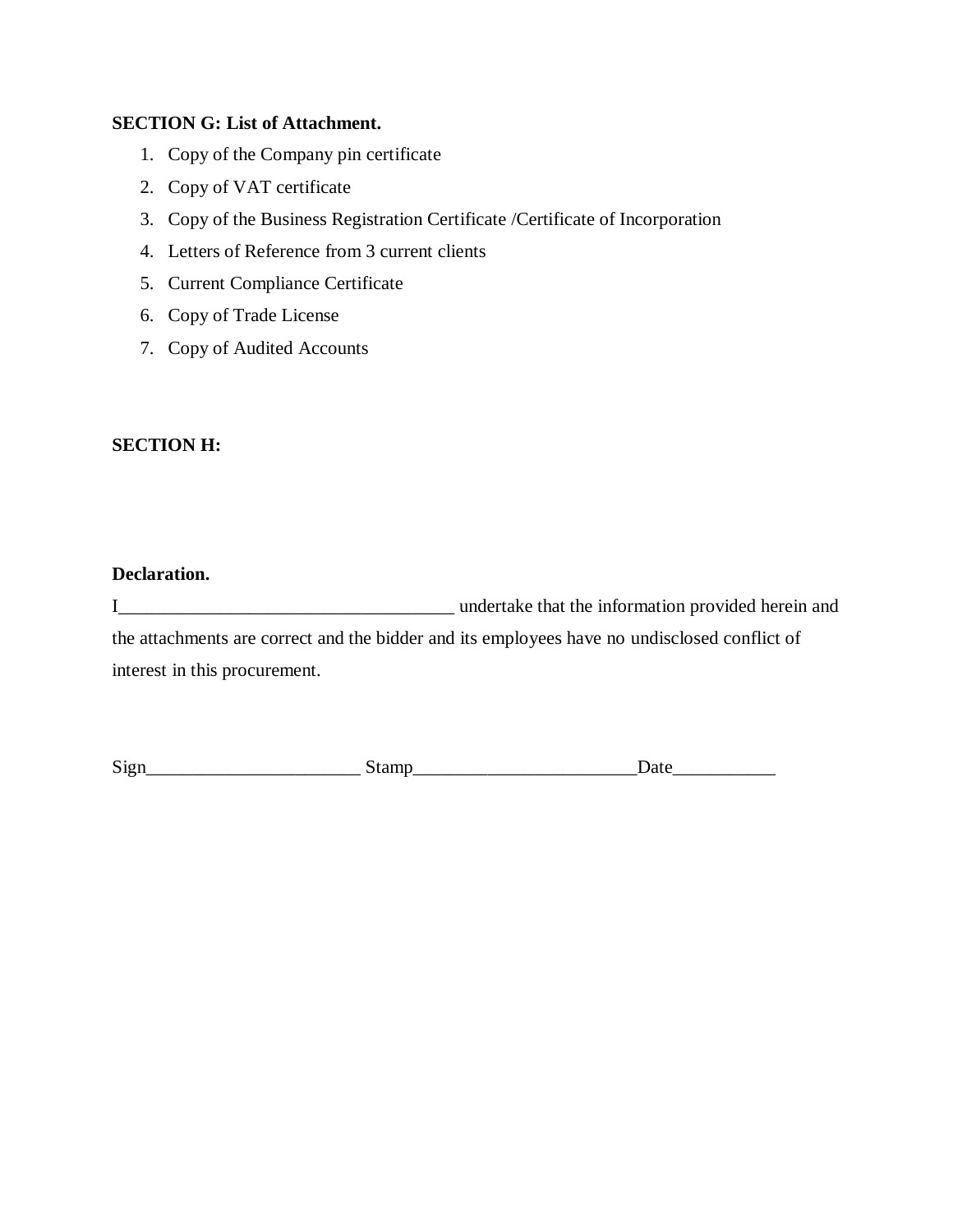**SECTION G: List of Attachment.**

1. Copy of the Company pin certificate
2. Copy of VAT certificate
3. Copy of the Business Registration Certificate /Certificate of Incorporation
4. Letters of Reference from 3 current clients
5. Current Compliance Certificate
6. Copy of Trade License
7. Copy of Audited Accounts

**SECTION H:**

**Declaration.**

I____________________________________ undertake that the information provided herein and the attachments are correct and the bidder and its employees have no undisclosed conflict of interest in this procurement.

Sign_______________________ Stamp________________________Date___________